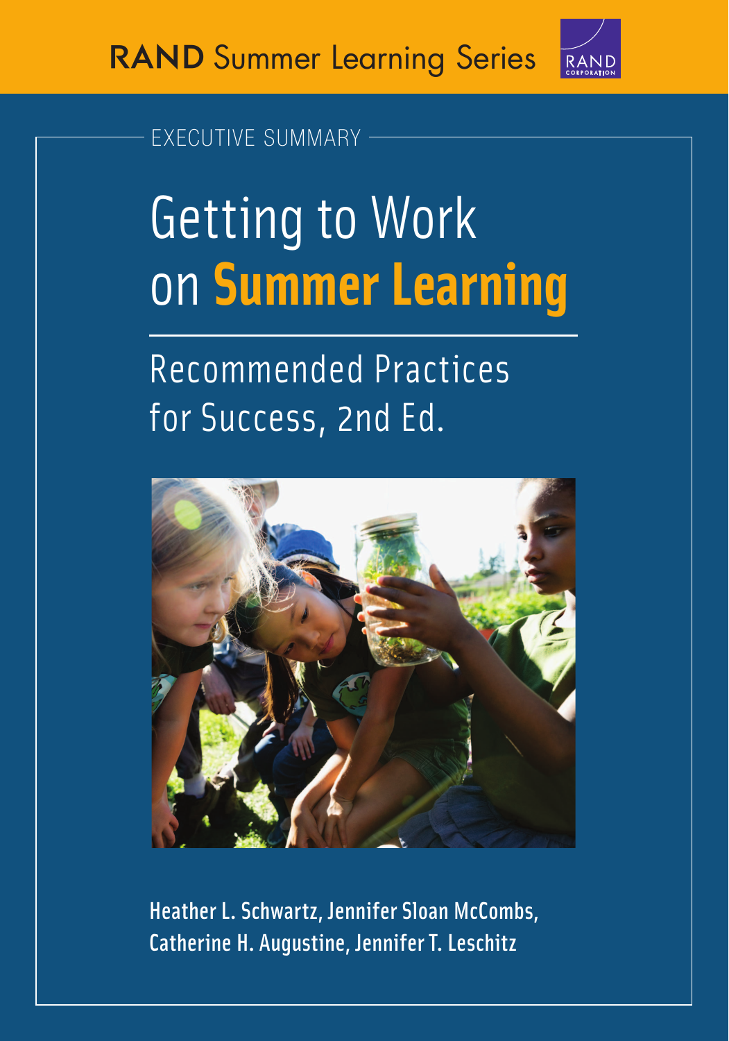RAND Summer Learning Series

EXECUTIVE SUMMARY

# Getting to Work on Summer Learning

## Recommended Practices for Success, 2nd Ed.

Heather L. Schwartz, Jennifer Sloan McCombs, Catherine H. Augustine, Jennifer T. Leschitz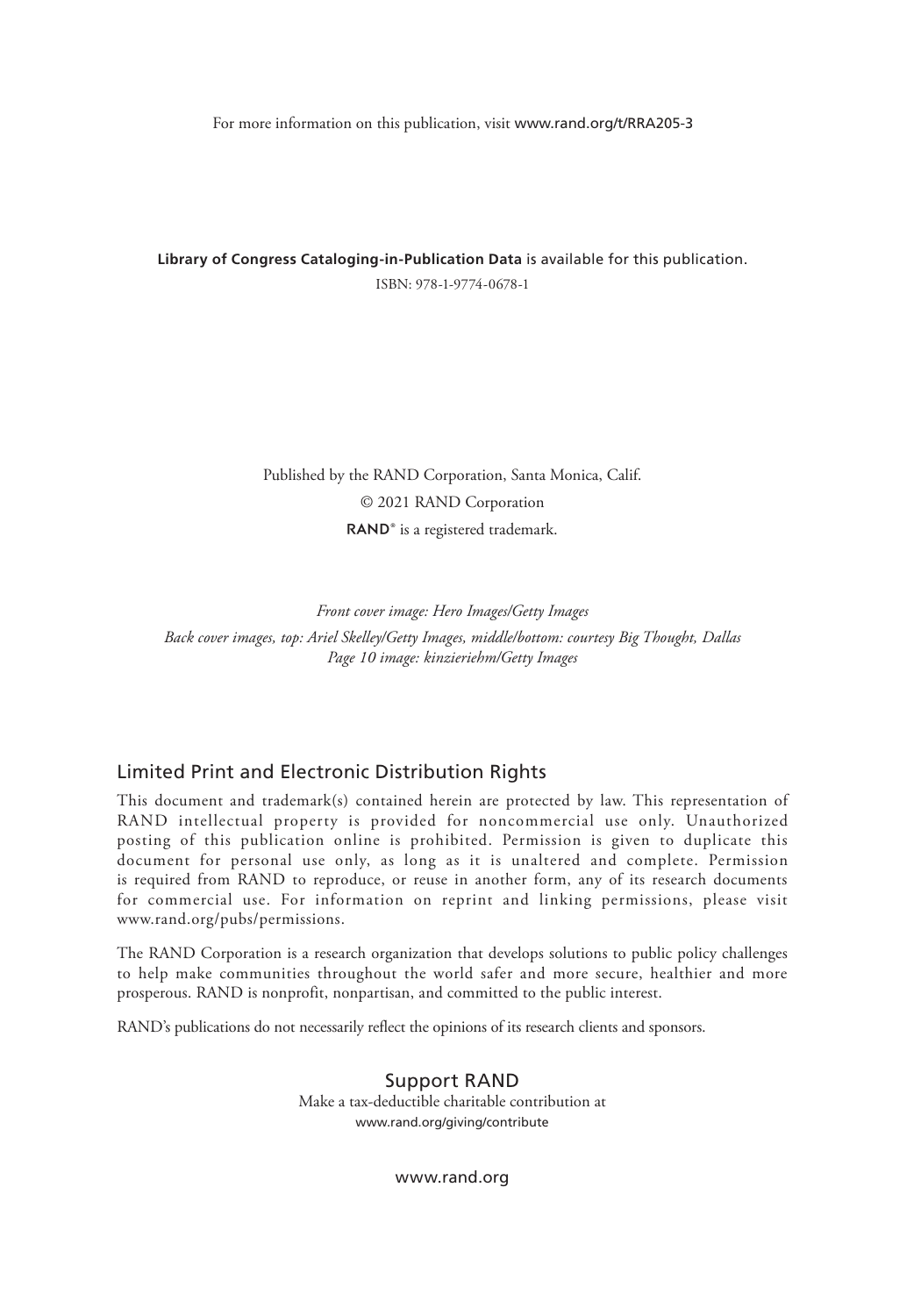For more information on this publication, visit www.rand.org/t/RRA205-3

**Library of Congress Cataloging-in-Publication Data** is available for this publication.

ISBN: 978-1-9774-0678-1

Published by the RAND Corporation, Santa Monica, Calif.

© 2021 RAND Corporation

**RAND**® is a registered trademark.

*Front cover image: Hero Images/Getty Images*

*Back cover images, top: Ariel Skelley/Getty Images, middle/bottom: courtesy Big Thought, Dallas*

*Page 10 image: kinzieriehm/Getty Images*

## Limited Print and Electronic Distribution Rights

This document and trademark(s) contained herein are protected by law. This representation of RAND intellectual property is provided for noncommercial use only. Unauthorized posting of this publication online is prohibited. Permission is given to duplicate this document for personal use only, as long as it is unaltered and complete. Permission is required from RAND to reproduce, or reuse in another form, any of its research documents for commercial use. For information on reprint and linking permissions, please visit www.rand.org/pubs/permissions.

The RAND Corporation is a research organization that develops solutions to public policy challenges to help make communities throughout the world safer and more secure, healthier and more prosperous. RAND is nonprofit, nonpartisan, and committed to the public interest.

RAND's publications do not necessarily reflect the opinions of its research clients and sponsors.

### Support RAND

Make a tax-deductible charitable contribution at
www.rand.org/giving/contribute

www.rand.org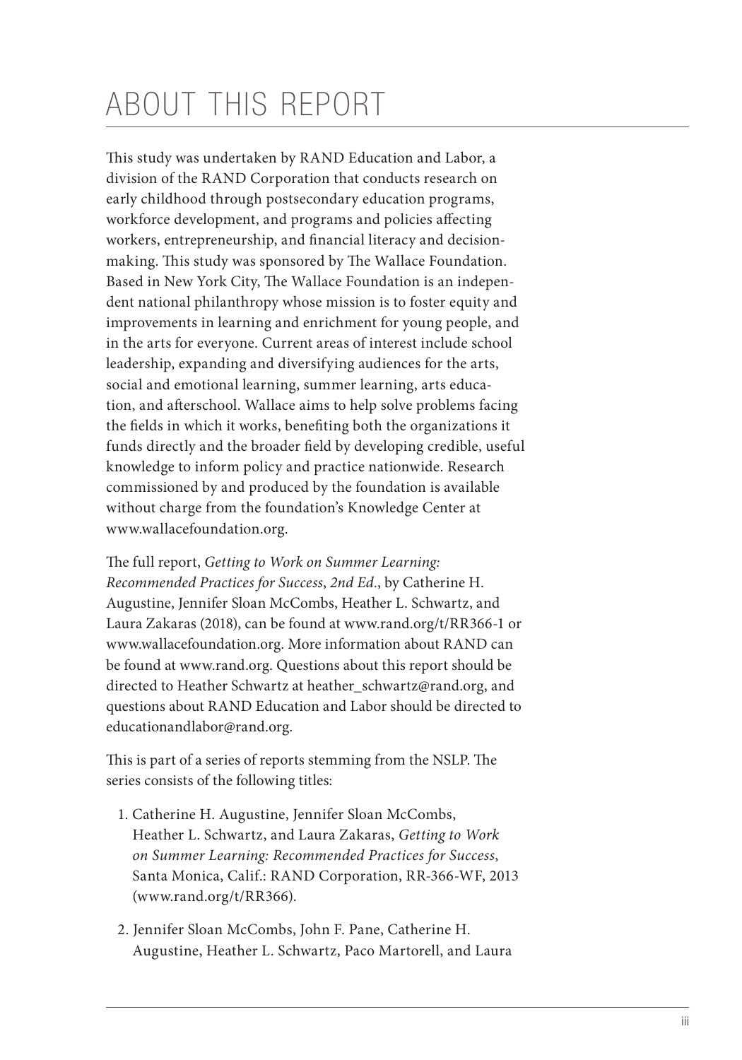# ABOUT THIS REPORT

This study was undertaken by RAND Education and Labor, a division of the RAND Corporation that conducts research on early childhood through postsecondary education programs, workforce development, and programs and policies affecting workers, entrepreneurship, and financial literacy and decision-making. This study was sponsored by The Wallace Foundation. Based in New York City, The Wallace Foundation is an independent national philanthropy whose mission is to foster equity and improvements in learning and enrichment for young people, and in the arts for everyone. Current areas of interest include school leadership, expanding and diversifying audiences for the arts, social and emotional learning, summer learning, arts education, and afterschool. Wallace aims to help solve problems facing the fields in which it works, benefiting both the organizations it funds directly and the broader field by developing credible, useful knowledge to inform policy and practice nationwide. Research commissioned by and produced by the foundation is available without charge from the foundation's Knowledge Center at www.wallacefoundation.org.

The full report, *Getting to Work on Summer Learning: Recommended Practices for Success, 2nd Ed.*, by Catherine H. Augustine, Jennifer Sloan McCombs, Heather L. Schwartz, and Laura Zakaras (2018), can be found at www.rand.org/t/RR366-1 or www.wallacefoundation.org. More information about RAND can be found at www.rand.org. Questions about this report should be directed to Heather Schwartz at heather_schwartz@rand.org, and questions about RAND Education and Labor should be directed to educationandlabor@rand.org.

This is part of a series of reports stemming from the NSLP. The series consists of the following titles:

1. Catherine H. Augustine, Jennifer Sloan McCombs, Heather L. Schwartz, and Laura Zakaras, *Getting to Work on Summer Learning: Recommended Practices for Success*, Santa Monica, Calif.: RAND Corporation, RR-366-WF, 2013 (www.rand.org/t/RR366).

2. Jennifer Sloan McCombs, John F. Pane, Catherine H. Augustine, Heather L. Schwartz, Paco Martorell, and Laura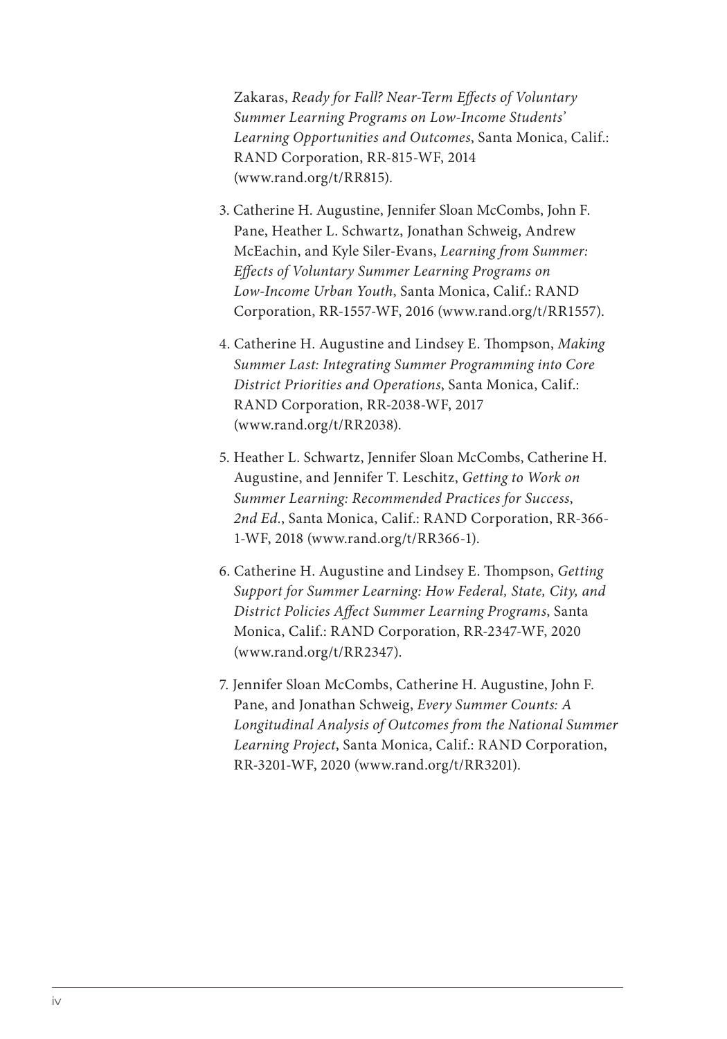Zakaras, *Ready for Fall? Near-Term Effects of Voluntary Summer Learning Programs on Low-Income Students' Learning Opportunities and Outcomes*, Santa Monica, Calif.: RAND Corporation, RR-815-WF, 2014 (www.rand.org/t/RR815).

3. Catherine H. Augustine, Jennifer Sloan McCombs, John F. Pane, Heather L. Schwartz, Jonathan Schweig, Andrew McEachin, and Kyle Siler-Evans, *Learning from Summer: Effects of Voluntary Summer Learning Programs on Low-Income Urban Youth*, Santa Monica, Calif.: RAND Corporation, RR-1557-WF, 2016 (www.rand.org/t/RR1557).

4. Catherine H. Augustine and Lindsey E. Thompson, *Making Summer Last: Integrating Summer Programming into Core District Priorities and Operations*, Santa Monica, Calif.: RAND Corporation, RR-2038-WF, 2017 (www.rand.org/t/RR2038).

5. Heather L. Schwartz, Jennifer Sloan McCombs, Catherine H. Augustine, and Jennifer T. Leschitz, *Getting to Work on Summer Learning: Recommended Practices for Success, 2nd Ed.*, Santa Monica, Calif.: RAND Corporation, RR-366-1-WF, 2018 (www.rand.org/t/RR366-1).

6. Catherine H. Augustine and Lindsey E. Thompson, *Getting Support for Summer Learning: How Federal, State, City, and District Policies Affect Summer Learning Programs*, Santa Monica, Calif.: RAND Corporation, RR-2347-WF, 2020 (www.rand.org/t/RR2347).

7. Jennifer Sloan McCombs, Catherine H. Augustine, John F. Pane, and Jonathan Schweig, *Every Summer Counts: A Longitudinal Analysis of Outcomes from the National Summer Learning Project*, Santa Monica, Calif.: RAND Corporation, RR-3201-WF, 2020 (www.rand.org/t/RR3201).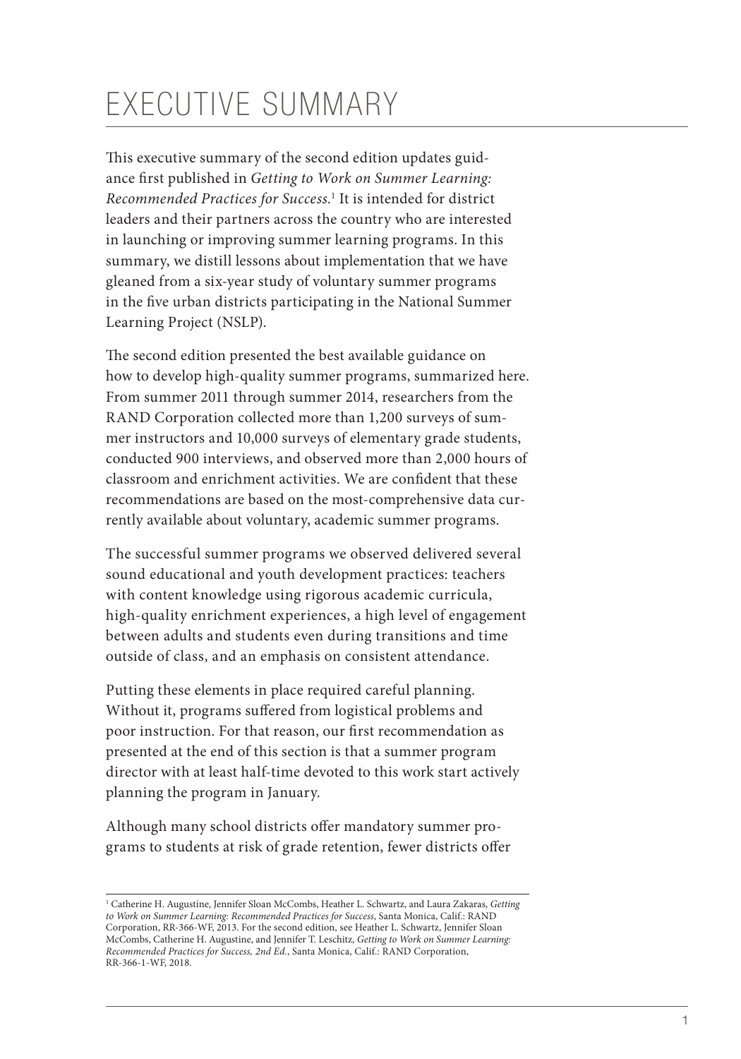# EXECUTIVE SUMMARY

This executive summary of the second edition updates guidance first published in *Getting to Work on Summer Learning: Recommended Practices for Success*.[1] It is intended for district leaders and their partners across the country who are interested in launching or improving summer learning programs. In this summary, we distill lessons about implementation that we have gleaned from a six-year study of voluntary summer programs in the five urban districts participating in the National Summer Learning Project (NSLP).

The second edition presented the best available guidance on how to develop high-quality summer programs, summarized here. From summer 2011 through summer 2014, researchers from the RAND Corporation collected more than 1,200 surveys of summer instructors and 10,000 surveys of elementary grade students, conducted 900 interviews, and observed more than 2,000 hours of classroom and enrichment activities. We are confident that these recommendations are based on the most-comprehensive data currently available about voluntary, academic summer programs.

The successful summer programs we observed delivered several sound educational and youth development practices: teachers with content knowledge using rigorous academic curricula, high-quality enrichment experiences, a high level of engagement between adults and students even during transitions and time outside of class, and an emphasis on consistent attendance.

Putting these elements in place required careful planning. Without it, programs suffered from logistical problems and poor instruction. For that reason, our first recommendation as presented at the end of this section is that a summer program director with at least half-time devoted to this work start actively planning the program in January.

Although many school districts offer mandatory summer programs to students at risk of grade retention, fewer districts offer

---

[1] Catherine H. Augustine, Jennifer Sloan McCombs, Heather L. Schwartz, and Laura Zakaras, *Getting to Work on Summer Learning: Recommended Practices for Success*, Santa Monica, Calif.: RAND Corporation, RR-366-WF, 2013. For the second edition, see Heather L. Schwartz, Jennifer Sloan McCombs, Catherine H. Augustine, and Jennifer T. Leschitz, *Getting to Work on Summer Learning: Recommended Practices for Success, 2nd Ed.*, Santa Monica, Calif.: RAND Corporation, RR-366-1-WF, 2018.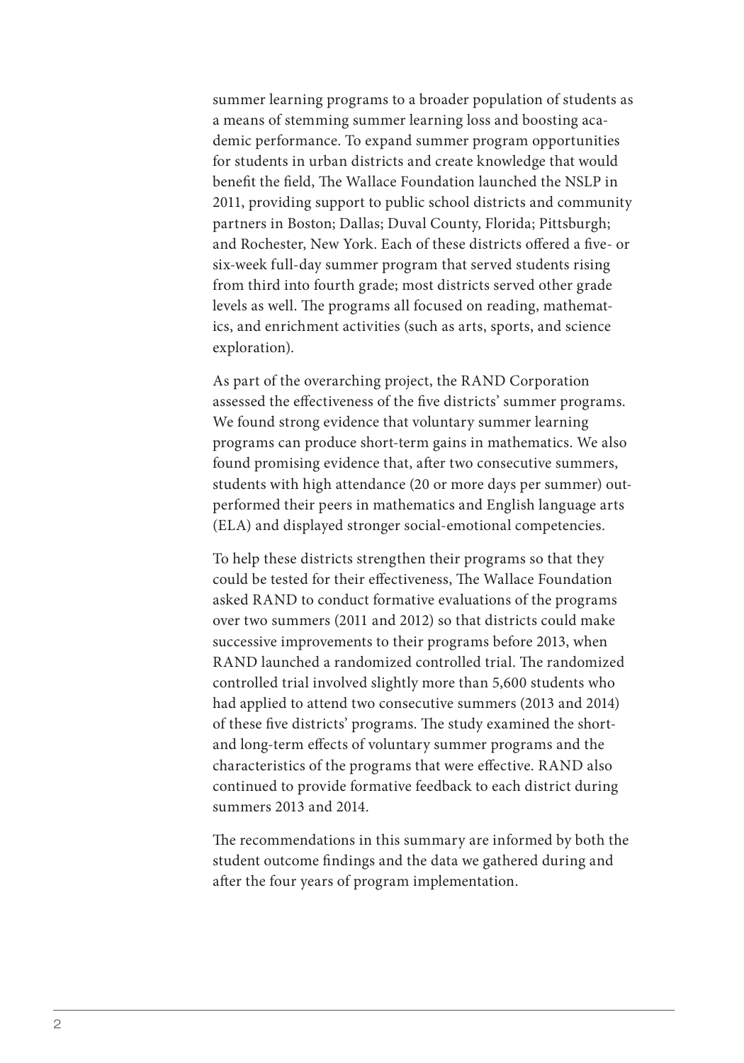summer learning programs to a broader population of students as a means of stemming summer learning loss and boosting academic performance. To expand summer program opportunities for students in urban districts and create knowledge that would benefit the field, The Wallace Foundation launched the NSLP in 2011, providing support to public school districts and community partners in Boston; Dallas; Duval County, Florida; Pittsburgh; and Rochester, New York. Each of these districts offered a five- or six-week full-day summer program that served students rising from third into fourth grade; most districts served other grade levels as well. The programs all focused on reading, mathematics, and enrichment activities (such as arts, sports, and science exploration).

As part of the overarching project, the RAND Corporation assessed the effectiveness of the five districts' summer programs. We found strong evidence that voluntary summer learning programs can produce short-term gains in mathematics. We also found promising evidence that, after two consecutive summers, students with high attendance (20 or more days per summer) outperformed their peers in mathematics and English language arts (ELA) and displayed stronger social-emotional competencies.

To help these districts strengthen their programs so that they could be tested for their effectiveness, The Wallace Foundation asked RAND to conduct formative evaluations of the programs over two summers (2011 and 2012) so that districts could make successive improvements to their programs before 2013, when RAND launched a randomized controlled trial. The randomized controlled trial involved slightly more than 5,600 students who had applied to attend two consecutive summers (2013 and 2014) of these five districts' programs. The study examined the short- and long-term effects of voluntary summer programs and the characteristics of the programs that were effective. RAND also continued to provide formative feedback to each district during summers 2013 and 2014.

The recommendations in this summary are informed by both the student outcome findings and the data we gathered during and after the four years of program implementation.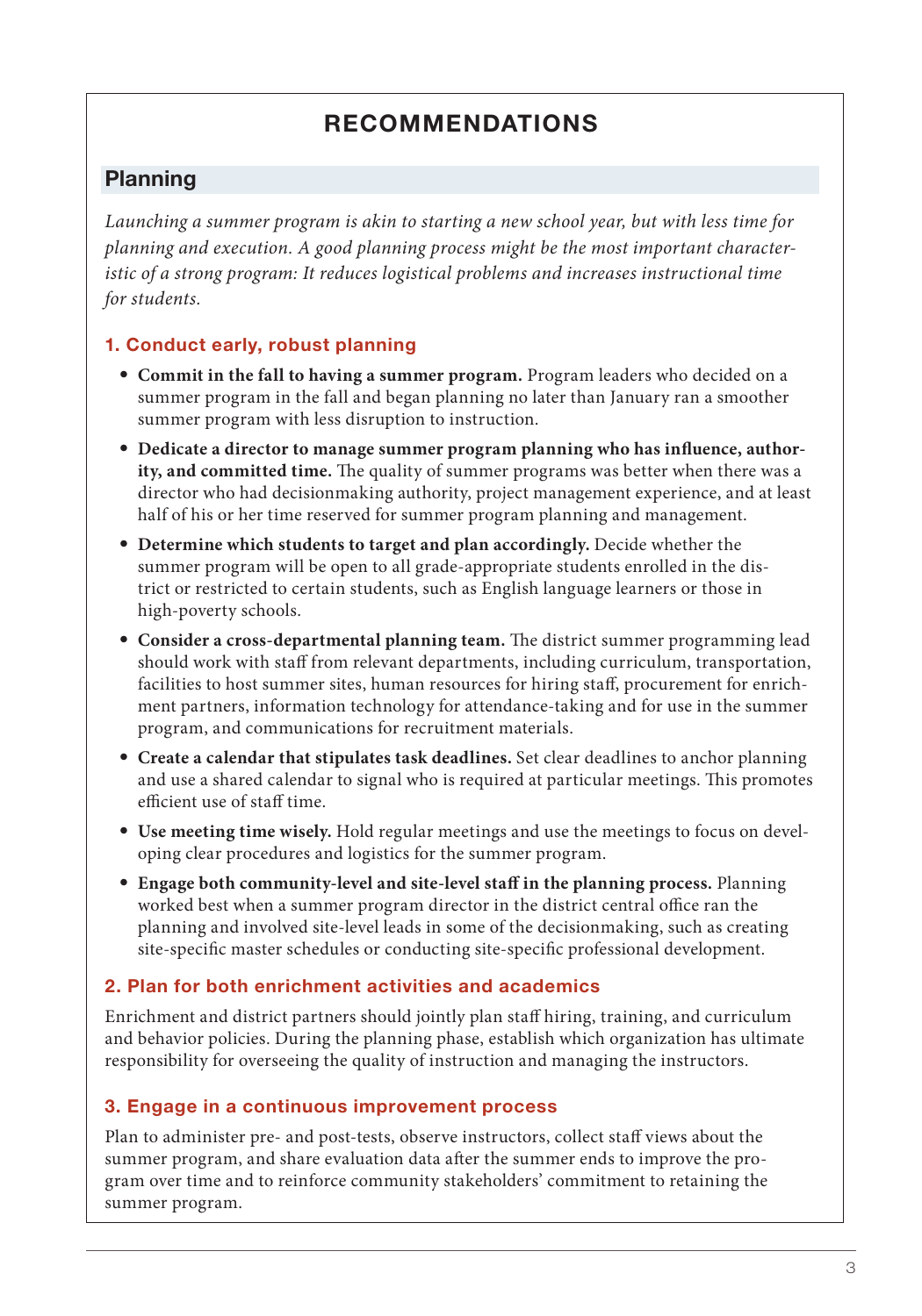# RECOMMENDATIONS

## Planning

*Launching a summer program is akin to starting a new school year, but with less time for planning and execution. A good planning process might be the most important characteristic of a strong program: It reduces logistical problems and increases instructional time for students.*

### 1. Conduct early, robust planning

- **Commit in the fall to having a summer program.** Program leaders who decided on a summer program in the fall and began planning no later than January ran a smoother summer program with less disruption to instruction.
- **Dedicate a director to manage summer program planning who has influence, authority, and committed time.** The quality of summer programs was better when there was a director who had decisionmaking authority, project management experience, and at least half of his or her time reserved for summer program planning and management.
- **Determine which students to target and plan accordingly.** Decide whether the summer program will be open to all grade-appropriate students enrolled in the district or restricted to certain students, such as English language learners or those in high-poverty schools.
- **Consider a cross-departmental planning team.** The district summer programming lead should work with staff from relevant departments, including curriculum, transportation, facilities to host summer sites, human resources for hiring staff, procurement for enrichment partners, information technology for attendance-taking and for use in the summer program, and communications for recruitment materials.
- **Create a calendar that stipulates task deadlines.** Set clear deadlines to anchor planning and use a shared calendar to signal who is required at particular meetings. This promotes efficient use of staff time.
- **Use meeting time wisely.** Hold regular meetings and use the meetings to focus on developing clear procedures and logistics for the summer program.
- **Engage both community-level and site-level staff in the planning process.** Planning worked best when a summer program director in the district central office ran the planning and involved site-level leads in some of the decisionmaking, such as creating site-specific master schedules or conducting site-specific professional development.

### 2. Plan for both enrichment activities and academics

Enrichment and district partners should jointly plan staff hiring, training, and curriculum and behavior policies. During the planning phase, establish which organization has ultimate responsibility for overseeing the quality of instruction and managing the instructors.

### 3. Engage in a continuous improvement process

Plan to administer pre- and post-tests, observe instructors, collect staff views about the summer program, and share evaluation data after the summer ends to improve the program over time and to reinforce community stakeholders' commitment to retaining the summer program.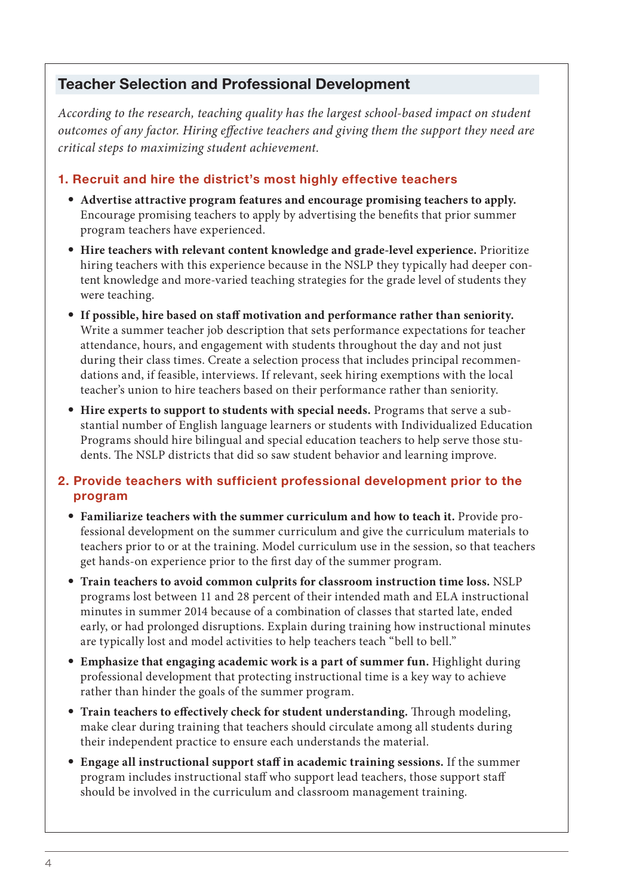## Teacher Selection and Professional Development

*According to the research, teaching quality has the largest school-based impact on student outcomes of any factor. Hiring effective teachers and giving them the support they need are critical steps to maximizing student achievement.*

### 1. Recruit and hire the district's most highly effective teachers

- **Advertise attractive program features and encourage promising teachers to apply.** Encourage promising teachers to apply by advertising the benefits that prior summer program teachers have experienced.
- **Hire teachers with relevant content knowledge and grade-level experience.** Prioritize hiring teachers with this experience because in the NSLP they typically had deeper content knowledge and more-varied teaching strategies for the grade level of students they were teaching.
- **If possible, hire based on staff motivation and performance rather than seniority.** Write a summer teacher job description that sets performance expectations for teacher attendance, hours, and engagement with students throughout the day and not just during their class times. Create a selection process that includes principal recommendations and, if feasible, interviews. If relevant, seek hiring exemptions with the local teacher's union to hire teachers based on their performance rather than seniority.
- **Hire experts to support to students with special needs.** Programs that serve a substantial number of English language learners or students with Individualized Education Programs should hire bilingual and special education teachers to help serve those students. The NSLP districts that did so saw student behavior and learning improve.

### 2. Provide teachers with sufficient professional development prior to the program

- **Familiarize teachers with the summer curriculum and how to teach it.** Provide professional development on the summer curriculum and give the curriculum materials to teachers prior to or at the training. Model curriculum use in the session, so that teachers get hands-on experience prior to the first day of the summer program.
- **Train teachers to avoid common culprits for classroom instruction time loss.** NSLP programs lost between 11 and 28 percent of their intended math and ELA instructional minutes in summer 2014 because of a combination of classes that started late, ended early, or had prolonged disruptions. Explain during training how instructional minutes are typically lost and model activities to help teachers teach "bell to bell."
- **Emphasize that engaging academic work is a part of summer fun.** Highlight during professional development that protecting instructional time is a key way to achieve rather than hinder the goals of the summer program.
- **Train teachers to effectively check for student understanding.** Through modeling, make clear during training that teachers should circulate among all students during their independent practice to ensure each understands the material.
- **Engage all instructional support staff in academic training sessions.** If the summer program includes instructional staff who support lead teachers, those support staff should be involved in the curriculum and classroom management training.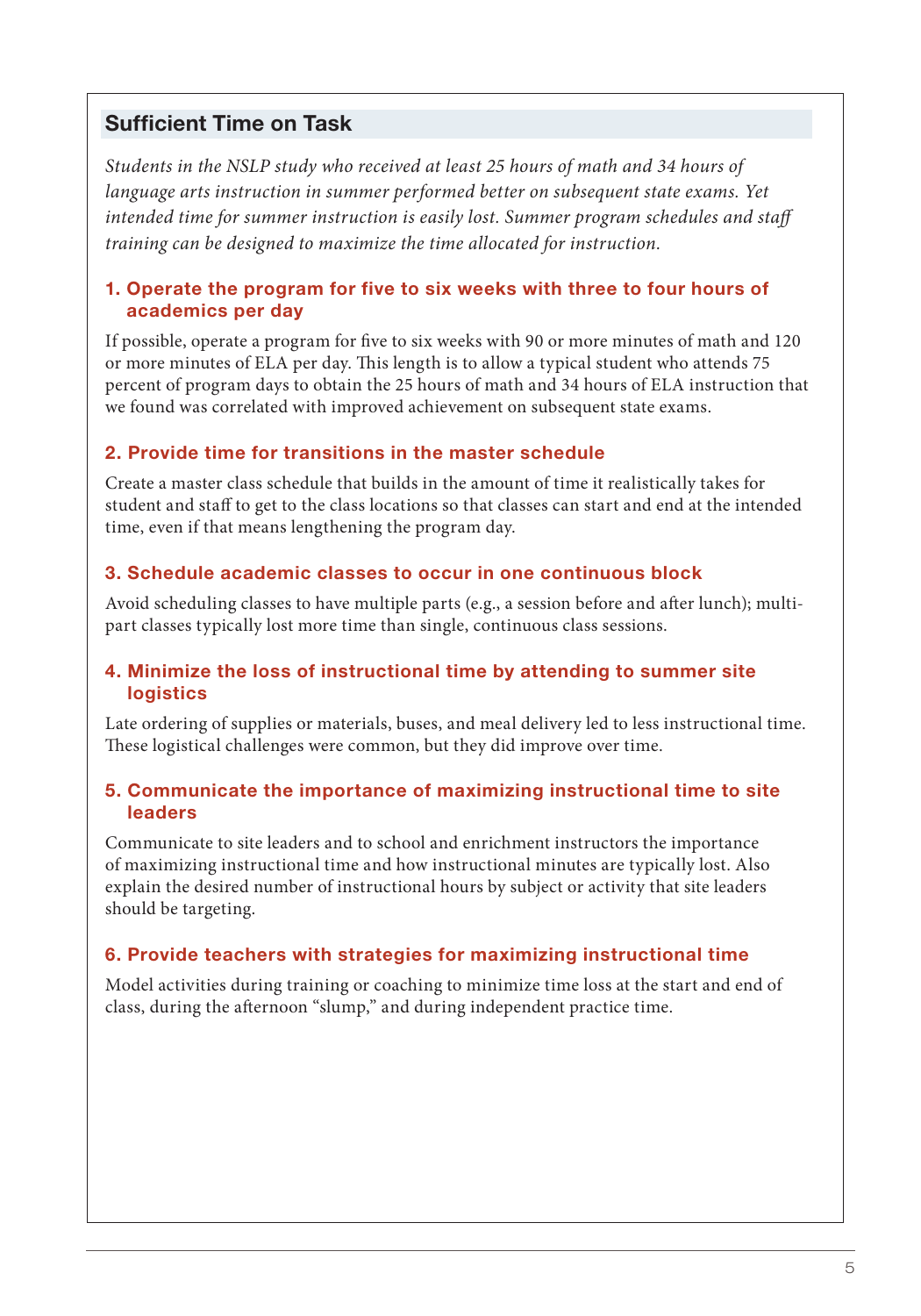## Sufficient Time on Task

*Students in the NSLP study who received at least 25 hours of math and 34 hours of language arts instruction in summer performed better on subsequent state exams. Yet intended time for summer instruction is easily lost. Summer program schedules and staff training can be designed to maximize the time allocated for instruction.*

### 1. Operate the program for five to six weeks with three to four hours of academics per day

If possible, operate a program for five to six weeks with 90 or more minutes of math and 120 or more minutes of ELA per day. This length is to allow a typical student who attends 75 percent of program days to obtain the 25 hours of math and 34 hours of ELA instruction that we found was correlated with improved achievement on subsequent state exams.

### 2. Provide time for transitions in the master schedule

Create a master class schedule that builds in the amount of time it realistically takes for student and staff to get to the class locations so that classes can start and end at the intended time, even if that means lengthening the program day.

### 3. Schedule academic classes to occur in one continuous block

Avoid scheduling classes to have multiple parts (e.g., a session before and after lunch); multi-part classes typically lost more time than single, continuous class sessions.

### 4. Minimize the loss of instructional time by attending to summer site logistics

Late ordering of supplies or materials, buses, and meal delivery led to less instructional time. These logistical challenges were common, but they did improve over time.

### 5. Communicate the importance of maximizing instructional time to site leaders

Communicate to site leaders and to school and enrichment instructors the importance of maximizing instructional time and how instructional minutes are typically lost. Also explain the desired number of instructional hours by subject or activity that site leaders should be targeting.

### 6. Provide teachers with strategies for maximizing instructional time

Model activities during training or coaching to minimize time loss at the start and end of class, during the afternoon "slump," and during independent practice time.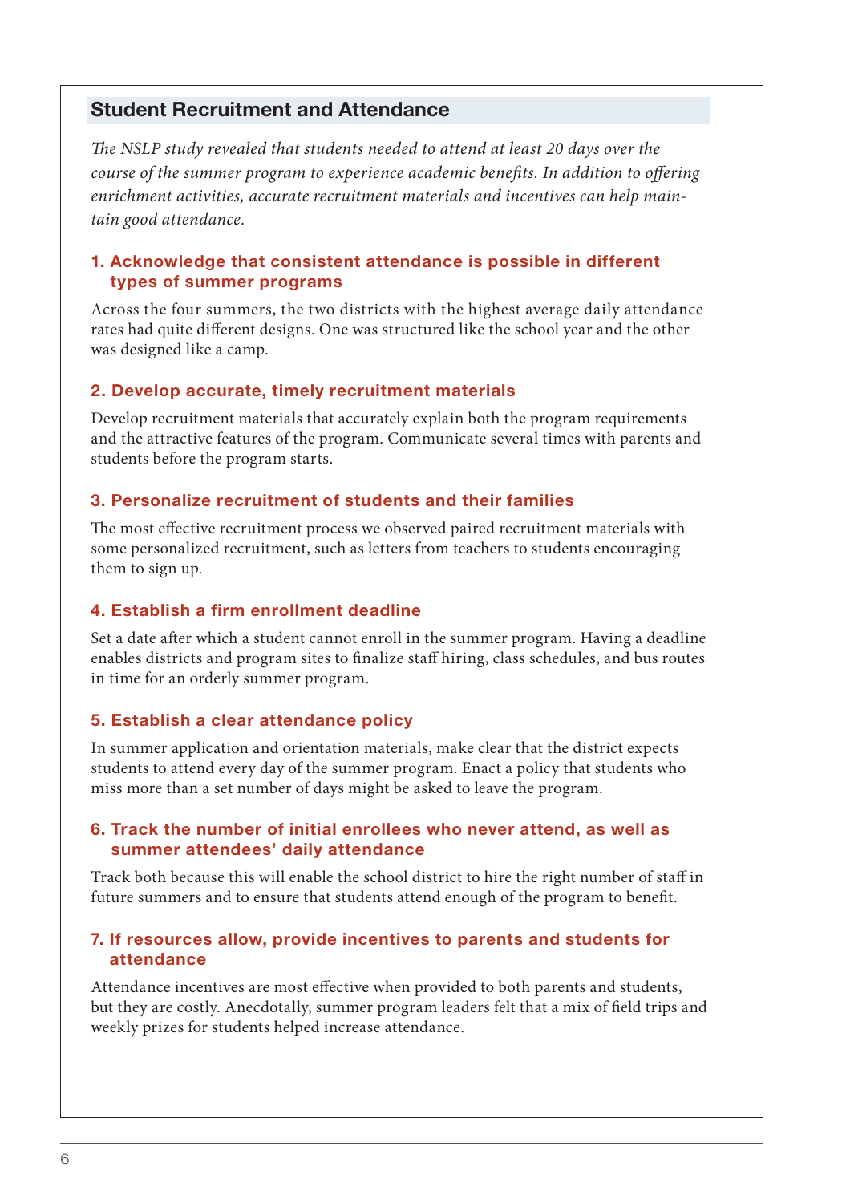## Student Recruitment and Attendance

*The NSLP study revealed that students needed to attend at least 20 days over the course of the summer program to experience academic benefits. In addition to offering enrichment activities, accurate recruitment materials and incentives can help maintain good attendance.*

### 1. Acknowledge that consistent attendance is possible in different types of summer programs

Across the four summers, the two districts with the highest average daily attendance rates had quite different designs. One was structured like the school year and the other was designed like a camp.

### 2. Develop accurate, timely recruitment materials

Develop recruitment materials that accurately explain both the program requirements and the attractive features of the program. Communicate several times with parents and students before the program starts.

### 3. Personalize recruitment of students and their families

The most effective recruitment process we observed paired recruitment materials with some personalized recruitment, such as letters from teachers to students encouraging them to sign up.

### 4. Establish a firm enrollment deadline

Set a date after which a student cannot enroll in the summer program. Having a deadline enables districts and program sites to finalize staff hiring, class schedules, and bus routes in time for an orderly summer program.

### 5. Establish a clear attendance policy

In summer application and orientation materials, make clear that the district expects students to attend every day of the summer program. Enact a policy that students who miss more than a set number of days might be asked to leave the program.

### 6. Track the number of initial enrollees who never attend, as well as summer attendees' daily attendance

Track both because this will enable the school district to hire the right number of staff in future summers and to ensure that students attend enough of the program to benefit.

### 7. If resources allow, provide incentives to parents and students for attendance

Attendance incentives are most effective when provided to both parents and students, but they are costly. Anecdotally, summer program leaders felt that a mix of field trips and weekly prizes for students helped increase attendance.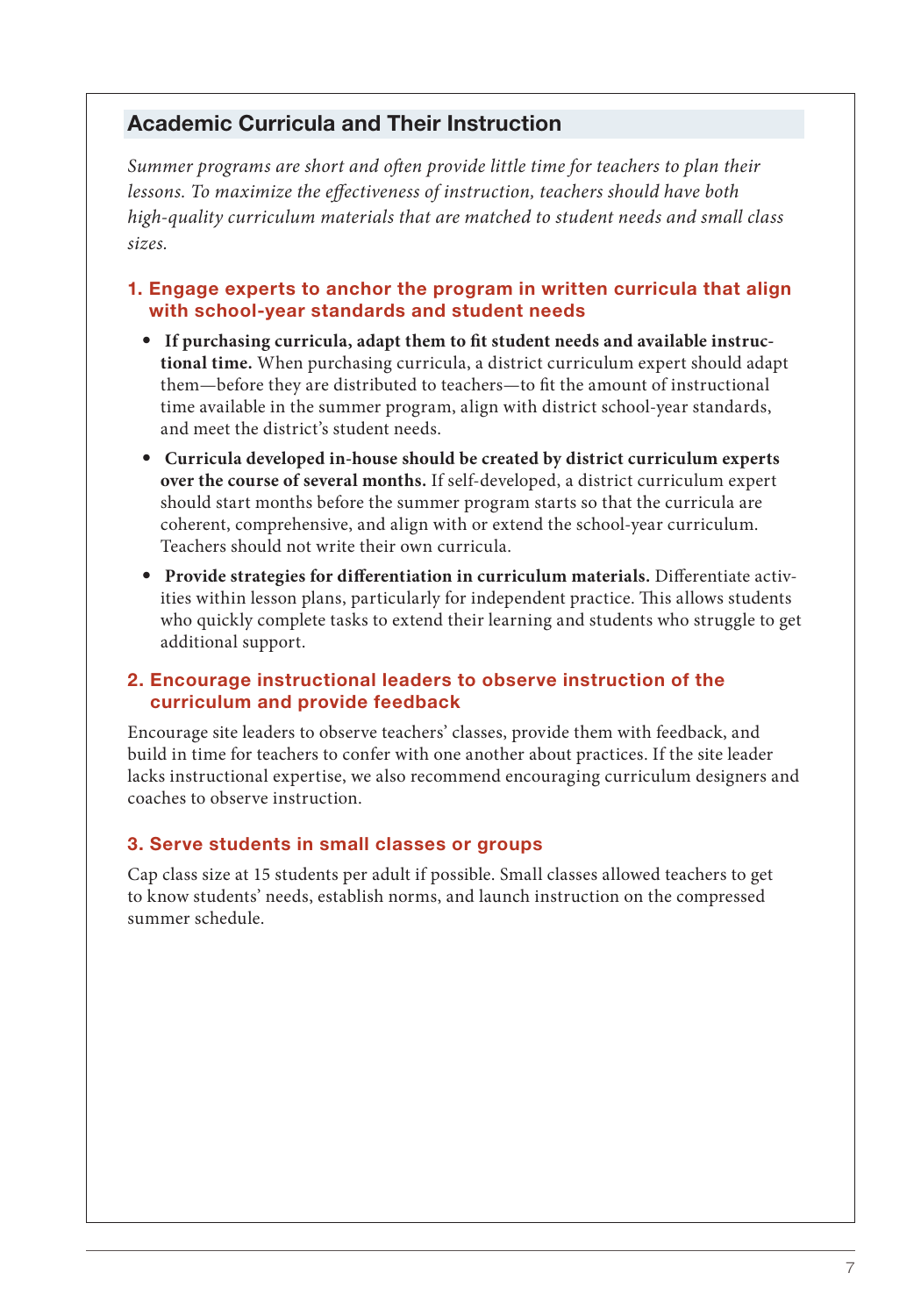## Academic Curricula and Their Instruction

*Summer programs are short and often provide little time for teachers to plan their lessons. To maximize the effectiveness of instruction, teachers should have both high-quality curriculum materials that are matched to student needs and small class sizes.*

### 1. Engage experts to anchor the program in written curricula that align with school-year standards and student needs

- **If purchasing curricula, adapt them to fit student needs and available instructional time.** When purchasing curricula, a district curriculum expert should adapt them—before they are distributed to teachers—to fit the amount of instructional time available in the summer program, align with district school-year standards, and meet the district's student needs.
- **Curricula developed in-house should be created by district curriculum experts over the course of several months.** If self-developed, a district curriculum expert should start months before the summer program starts so that the curricula are coherent, comprehensive, and align with or extend the school-year curriculum. Teachers should not write their own curricula.
- **Provide strategies for differentiation in curriculum materials.** Differentiate activities within lesson plans, particularly for independent practice. This allows students who quickly complete tasks to extend their learning and students who struggle to get additional support.

### 2. Encourage instructional leaders to observe instruction of the curriculum and provide feedback

Encourage site leaders to observe teachers' classes, provide them with feedback, and build in time for teachers to confer with one another about practices. If the site leader lacks instructional expertise, we also recommend encouraging curriculum designers and coaches to observe instruction.

### 3. Serve students in small classes or groups

Cap class size at 15 students per adult if possible. Small classes allowed teachers to get to know students' needs, establish norms, and launch instruction on the compressed summer schedule.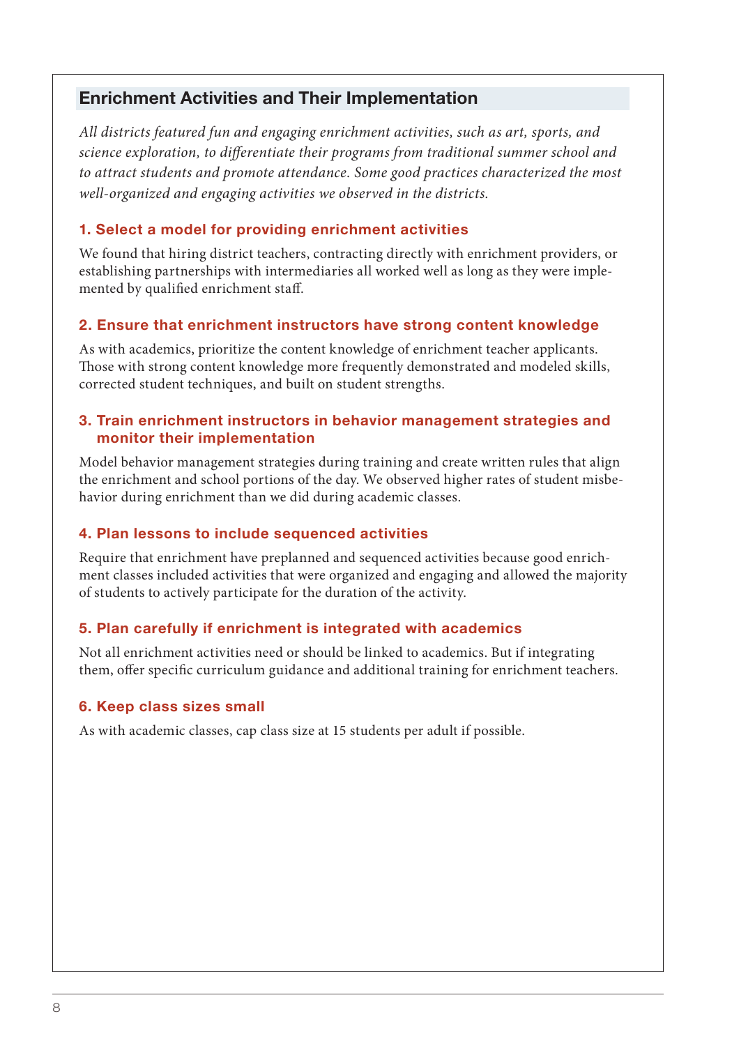## Enrichment Activities and Their Implementation

*All districts featured fun and engaging enrichment activities, such as art, sports, and science exploration, to differentiate their programs from traditional summer school and to attract students and promote attendance. Some good practices characterized the most well-organized and engaging activities we observed in the districts.*

### 1. Select a model for providing enrichment activities

We found that hiring district teachers, contracting directly with enrichment providers, or establishing partnerships with intermediaries all worked well as long as they were implemented by qualified enrichment staff.

### 2. Ensure that enrichment instructors have strong content knowledge

As with academics, prioritize the content knowledge of enrichment teacher applicants. Those with strong content knowledge more frequently demonstrated and modeled skills, corrected student techniques, and built on student strengths.

### 3. Train enrichment instructors in behavior management strategies and monitor their implementation

Model behavior management strategies during training and create written rules that align the enrichment and school portions of the day. We observed higher rates of student misbehavior during enrichment than we did during academic classes.

### 4. Plan lessons to include sequenced activities

Require that enrichment have preplanned and sequenced activities because good enrichment classes included activities that were organized and engaging and allowed the majority of students to actively participate for the duration of the activity.

### 5. Plan carefully if enrichment is integrated with academics

Not all enrichment activities need or should be linked to academics. But if integrating them, offer specific curriculum guidance and additional training for enrichment teachers.

### 6. Keep class sizes small

As with academic classes, cap class size at 15 students per adult if possible.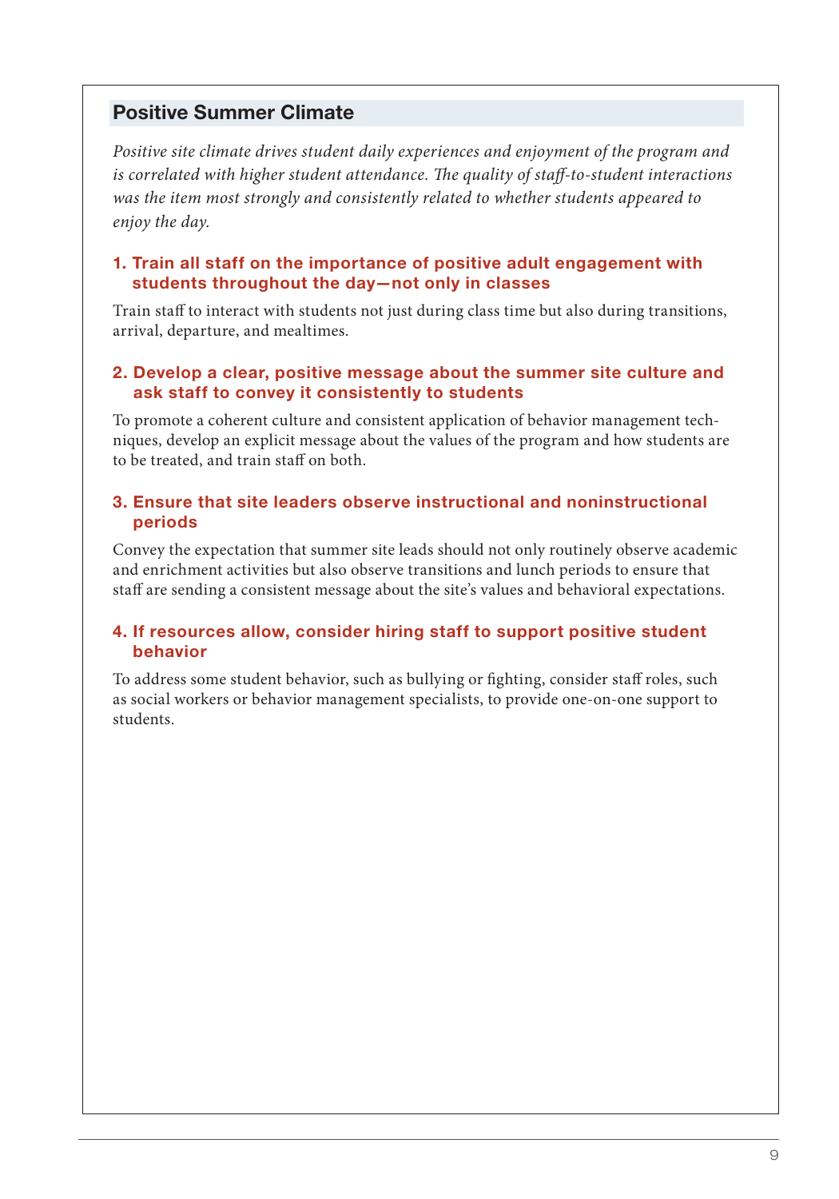## Positive Summer Climate

*Positive site climate drives student daily experiences and enjoyment of the program and is correlated with higher student attendance. The quality of staff-to-student interactions was the item most strongly and consistently related to whether students appeared to enjoy the day.*

### 1. Train all staff on the importance of positive adult engagement with students throughout the day—not only in classes

Train staff to interact with students not just during class time but also during transitions, arrival, departure, and mealtimes.

### 2. Develop a clear, positive message about the summer site culture and ask staff to convey it consistently to students

To promote a coherent culture and consistent application of behavior management techniques, develop an explicit message about the values of the program and how students are to be treated, and train staff on both.

### 3. Ensure that site leaders observe instructional and noninstructional periods

Convey the expectation that summer site leads should not only routinely observe academic and enrichment activities but also observe transitions and lunch periods to ensure that staff are sending a consistent message about the site's values and behavioral expectations.

### 4. If resources allow, consider hiring staff to support positive student behavior

To address some student behavior, such as bullying or fighting, consider staff roles, such as social workers or behavior management specialists, to provide one-on-one support to students.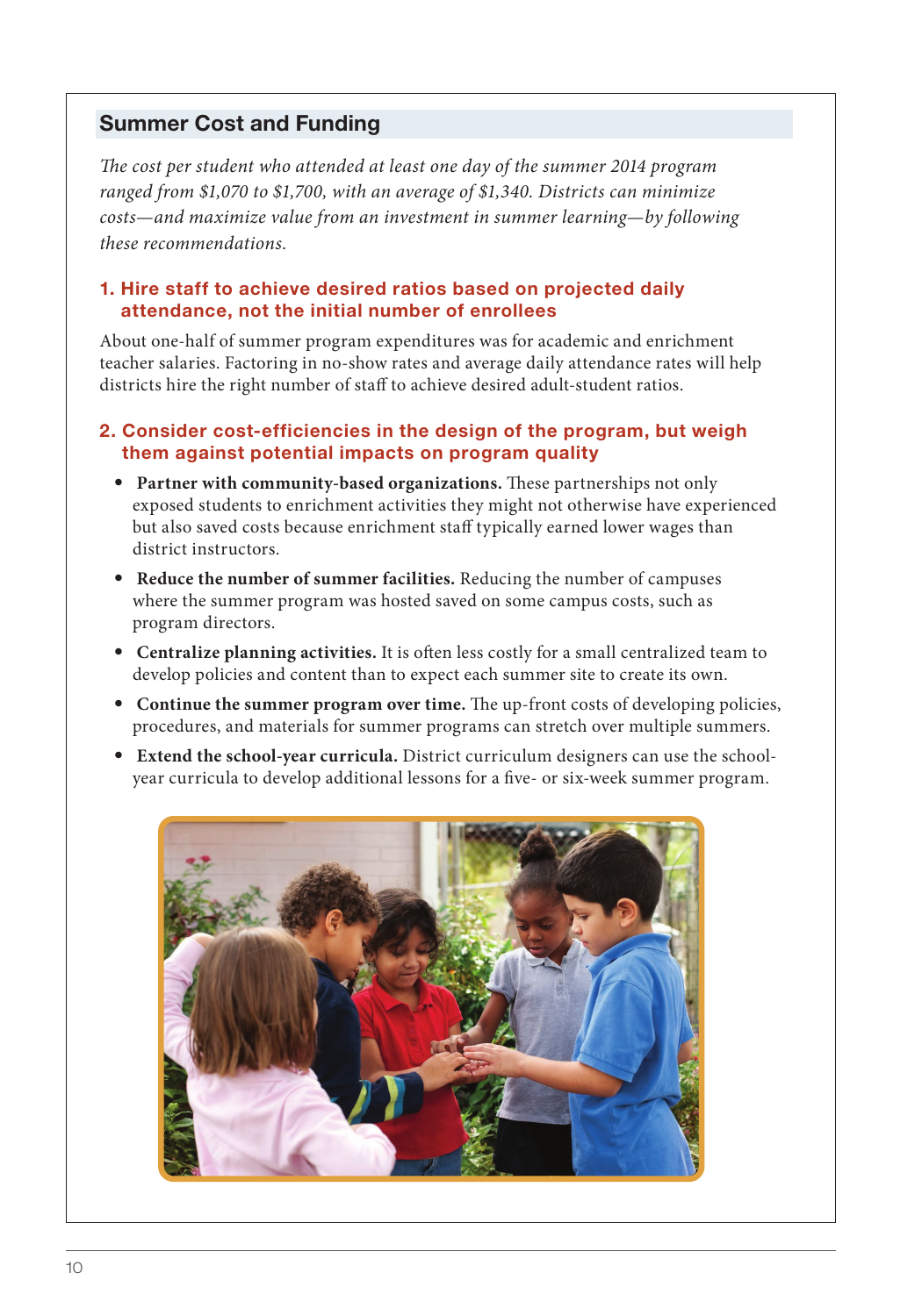## Summary Cost and Funding

*The cost per student who attended at least one day of the summer 2014 program ranged from $1,070 to $1,700, with an average of $1,340. Districts can minimize costs—and maximize value from an investment in summer learning—by following these recommendations.*

### 1. Hire staff to achieve desired ratios based on projected daily attendance, not the initial number of enrollees

About one-half of summer program expenditures was for academic and enrichment teacher salaries. Factoring in no-show rates and average daily attendance rates will help districts hire the right number of staff to achieve desired adult-student ratios.

### 2. Consider cost-efficiencies in the design of the program, but weigh them against potential impacts on program quality

- **Partner with community-based organizations.** These partnerships not only exposed students to enrichment activities they might not otherwise have experienced but also saved costs because enrichment staff typically earned lower wages than district instructors.
- **Reduce the number of summer facilities.** Reducing the number of campuses where the summer program was hosted saved on some campus costs, such as program directors.
- **Centralize planning activities.** It is often less costly for a small centralized team to develop policies and content than to expect each summer site to create its own.
- **Continue the summer program over time.** The up-front costs of developing policies, procedures, and materials for summer programs can stretch over multiple summers.
- **Extend the school-year curricula.** District curriculum designers can use the school-year curricula to develop additional lessons for a five- or six-week summer program.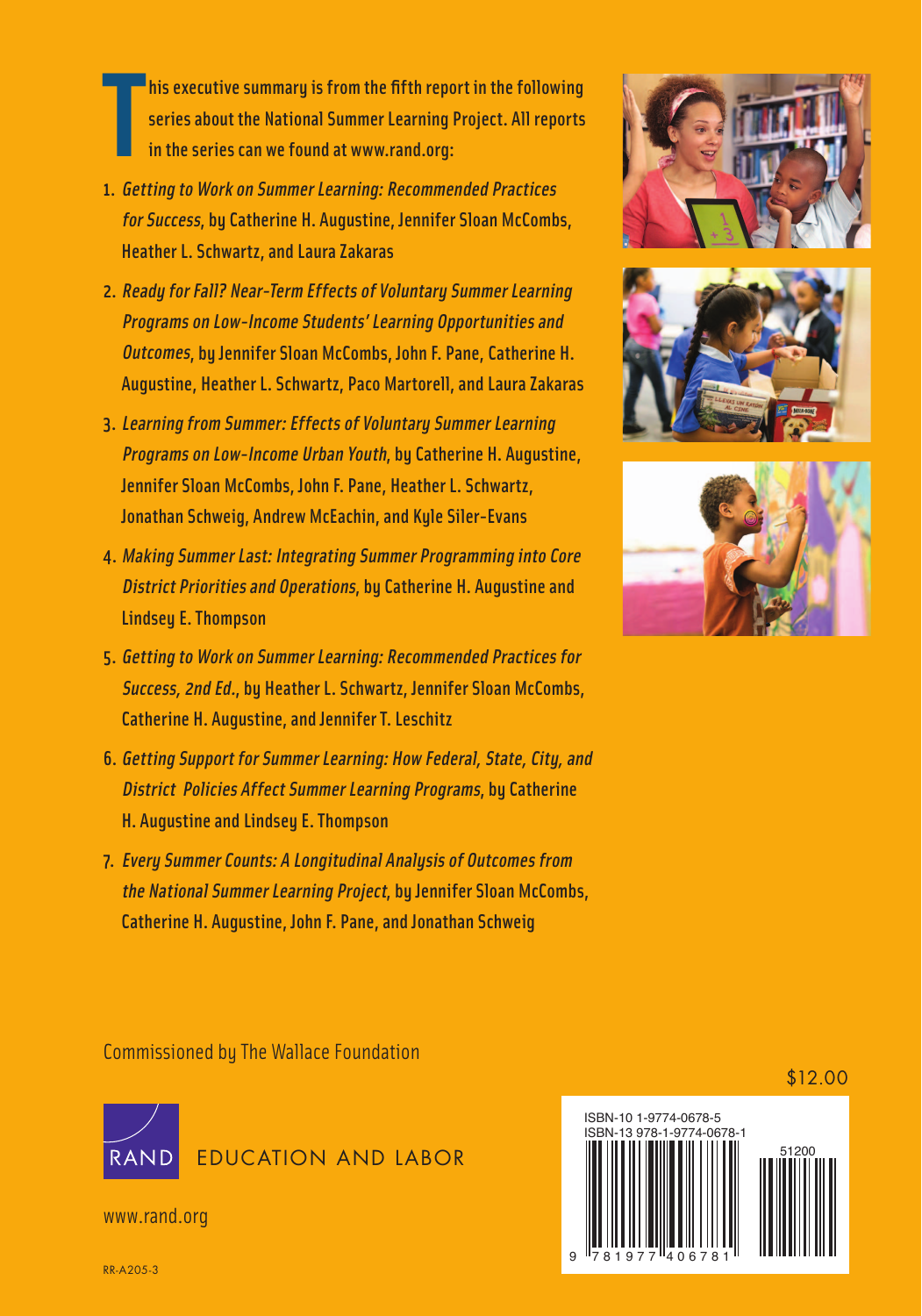This executive summary is from the fifth report in the following series about the National Summer Learning Project. All reports in the series can we found at www.rand.org:

1. *Getting to Work on Summer Learning: Recommended Practices for Success*, by Catherine H. Augustine, Jennifer Sloan McCombs, Heather L. Schwartz, and Laura Zakaras
2. *Ready for Fall? Near-Term Effects of Voluntary Summer Learning Programs on Low-Income Students' Learning Opportunities and Outcomes*, by Jennifer Sloan McCombs, John F. Pane, Catherine H. Augustine, Heather L. Schwartz, Paco Martorell, and Laura Zakaras
3. *Learning from Summer: Effects of Voluntary Summer Learning Programs on Low-Income Urban Youth*, by Catherine H. Augustine, Jennifer Sloan McCombs, John F. Pane, Heather L. Schwartz, Jonathan Schweig, Andrew McEachin, and Kyle Siler-Evans
4. *Making Summer Last: Integrating Summer Programming into Core District Priorities and Operations*, by Catherine H. Augustine and Lindsey E. Thompson
5. *Getting to Work on Summer Learning: Recommended Practices for Success, 2nd Ed.*, by Heather L. Schwartz, Jennifer Sloan McCombs, Catherine H. Augustine, and Jennifer T. Leschitz
6. *Getting Support for Summer Learning: How Federal, State, City, and District Policies Affect Summer Learning Programs*, by Catherine H. Augustine and Lindsey E. Thompson
7. *Every Summer Counts: A Longitudinal Analysis of Outcomes from the National Summer Learning Project*, by Jennifer Sloan McCombs, Catherine H. Augustine, John F. Pane, and Jonathan Schweig

Commissioned by The Wallace Foundation

$12.00

RAND EDUCATION AND LABOR

www.rand.org

ISBN-10 1-9774-0678-5
ISBN-13 978-1-9774-0678-1

51200

9 781977 406781

RR-A205-3